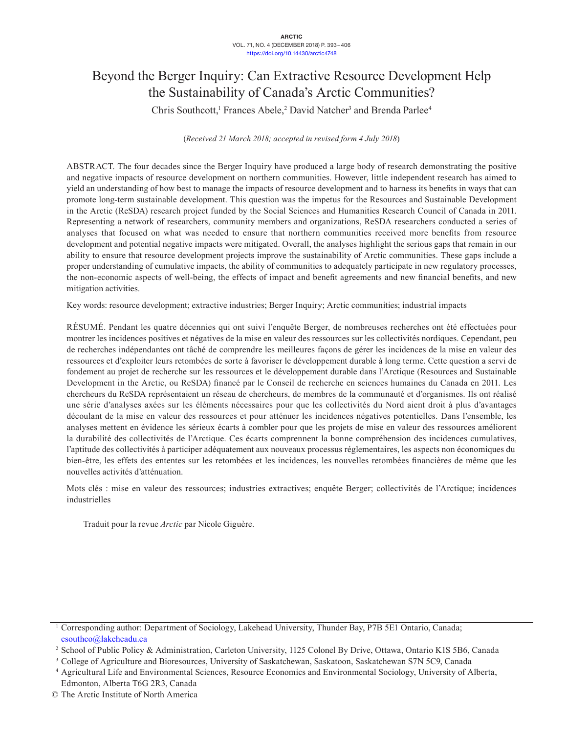# Beyond the Berger Inquiry: Can Extractive Resource Development Help the Sustainability of Canada's Arctic Communities?

Chris Southcott,[1] Frances Abele,[2] David Natcher[3] and Brenda Parlee[4]

(*Received 21 March 2018; accepted in revised form 4 July 2018*)

ABSTRACT. The four decades since the Berger Inquiry have produced a large body of research demonstrating the positive and negative impacts of resource development on northern communities. However, little independent research has aimed to yield an understanding of how best to manage the impacts of resource development and to harness its benefits in ways that can promote long-term sustainable development. This question was the impetus for the Resources and Sustainable Development in the Arctic (ReSDA) research project funded by the Social Sciences and Humanities Research Council of Canada in 2011. Representing a network of researchers, community members and organizations, ReSDA researchers conducted a series of analyses that focused on what was needed to ensure that northern communities received more benefits from resource development and potential negative impacts were mitigated. Overall, the analyses highlight the serious gaps that remain in our ability to ensure that resource development projects improve the sustainability of Arctic communities. These gaps include a proper understanding of cumulative impacts, the ability of communities to adequately participate in new regulatory processes, the non-economic aspects of well-being, the effects of impact and benefit agreements and new financial benefits, and new mitigation activities.

Key words: resource development; extractive industries; Berger Inquiry; Arctic communities; industrial impacts

RÉSUMÉ. Pendant les quatre décennies qui ont suivi l'enquête Berger, de nombreuses recherches ont été effectuées pour montrer les incidences positives et négatives de la mise en valeur des ressources sur les collectivités nordiques. Cependant, peu de recherches indépendantes ont tâché de comprendre les meilleures façons de gérer les incidences de la mise en valeur des ressources et d'exploiter leurs retombées de sorte à favoriser le développement durable à long terme. Cette question a servi de fondement au projet de recherche sur les ressources et le développement durable dans l'Arctique (Resources and Sustainable Development in the Arctic, ou ReSDA) financé par le Conseil de recherche en sciences humaines du Canada en 2011. Les chercheurs du ReSDA représentaient un réseau de chercheurs, de membres de la communauté et d'organismes. Ils ont réalisé une série d'analyses axées sur les éléments nécessaires pour que les collectivités du Nord aient droit à plus d'avantages découlant de la mise en valeur des ressources et pour atténuer les incidences négatives potentielles. Dans l'ensemble, les analyses mettent en évidence les sérieux écarts à combler pour que les projets de mise en valeur des ressources améliorent la durabilité des collectivités de l'Arctique. Ces écarts comprennent la bonne compréhension des incidences cumulatives, l'aptitude des collectivités à participer adéquatement aux nouveaux processus réglementaires, les aspects non économiques du bien-être, les effets des ententes sur les retombées et les incidences, les nouvelles retombées financières de même que les nouvelles activités d'atténuation.

Mots clés : mise en valeur des ressources; industries extractives; enquête Berger; collectivités de l'Arctique; incidences industrielles

Traduit pour la revue *Arctic* par Nicole Giguère.

---

[1] Corresponding author: Department of Sociology, Lakehead University, Thunder Bay, P7B 5E1 Ontario, Canada; csouthco@lakeheadu.ca

[2] School of Public Policy & Administration, Carleton University, 1125 Colonel By Drive, Ottawa, Ontario K1S 5B6, Canada

[3] College of Agriculture and Bioresources, University of Saskatchewan, Saskatoon, Saskatchewan S7N 5C9, Canada

[4] Agricultural Life and Environmental Sciences, Resource Economics and Environmental Sociology, University of Alberta, Edmonton, Alberta T6G 2R3, Canada

© The Arctic Institute of North America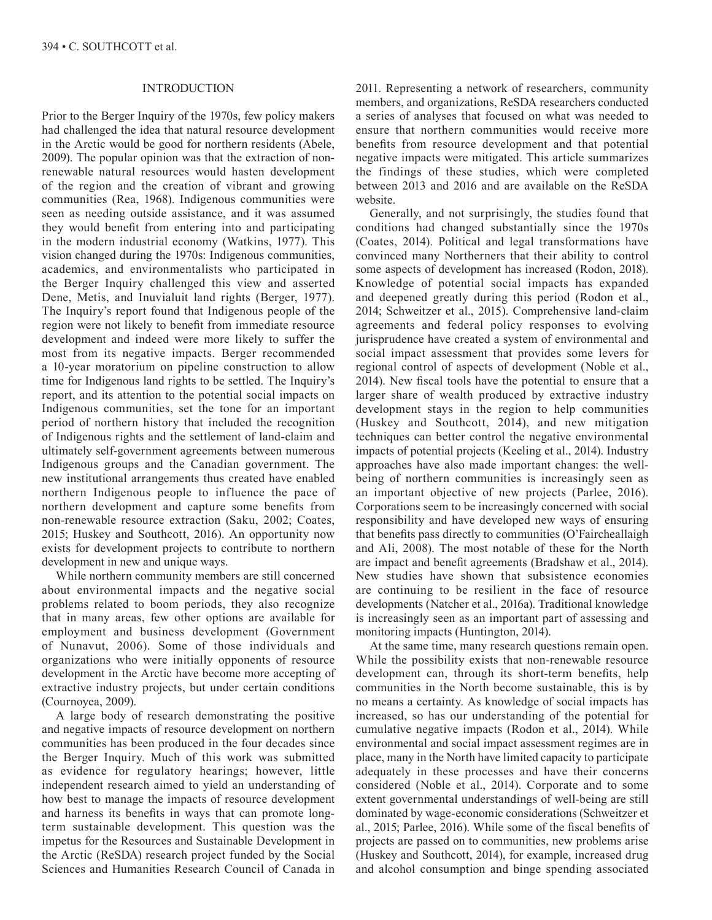## INTRODUCTION

Prior to the Berger Inquiry of the 1970s, few policy makers had challenged the idea that natural resource development in the Arctic would be good for northern residents (Abele, 2009). The popular opinion was that the extraction of non-renewable natural resources would hasten development of the region and the creation of vibrant and growing communities (Rea, 1968). Indigenous communities were seen as needing outside assistance, and it was assumed they would benefit from entering into and participating in the modern industrial economy (Watkins, 1977). This vision changed during the 1970s: Indigenous communities, academics, and environmentalists who participated in the Berger Inquiry challenged this view and asserted Dene, Metis, and Inuvialuit land rights (Berger, 1977). The Inquiry's report found that Indigenous people of the region were not likely to benefit from immediate resource development and indeed were more likely to suffer the most from its negative impacts. Berger recommended a 10-year moratorium on pipeline construction to allow time for Indigenous land rights to be settled. The Inquiry's report, and its attention to the potential social impacts on Indigenous communities, set the tone for an important period of northern history that included the recognition of Indigenous rights and the settlement of land-claim and ultimately self-government agreements between numerous Indigenous groups and the Canadian government. The new institutional arrangements thus created have enabled northern Indigenous people to influence the pace of northern development and capture some benefits from non-renewable resource extraction (Saku, 2002; Coates, 2015; Huskey and Southcott, 2016). An opportunity now exists for development projects to contribute to northern development in new and unique ways.

While northern community members are still concerned about environmental impacts and the negative social problems related to boom periods, they also recognize that in many areas, few other options are available for employment and business development (Government of Nunavut, 2006). Some of those individuals and organizations who were initially opponents of resource development in the Arctic have become more accepting of extractive industry projects, but under certain conditions (Cournoyea, 2009).

A large body of research demonstrating the positive and negative impacts of resource development on northern communities has been produced in the four decades since the Berger Inquiry. Much of this work was submitted as evidence for regulatory hearings; however, little independent research aimed to yield an understanding of how best to manage the impacts of resource development and harness its benefits in ways that can promote long-term sustainable development. This question was the impetus for the Resources and Sustainable Development in the Arctic (ReSDA) research project funded by the Social Sciences and Humanities Research Council of Canada in 2011. Representing a network of researchers, community members, and organizations, ReSDA researchers conducted a series of analyses that focused on what was needed to ensure that northern communities would receive more benefits from resource development and that potential negative impacts were mitigated. This article summarizes the findings of these studies, which were completed between 2013 and 2016 and are available on the ReSDA website.

Generally, and not surprisingly, the studies found that conditions had changed substantially since the 1970s (Coates, 2014). Political and legal transformations have convinced many Northerners that their ability to control some aspects of development has increased (Rodon, 2018). Knowledge of potential social impacts has expanded and deepened greatly during this period (Rodon et al., 2014; Schweitzer et al., 2015). Comprehensive land-claim agreements and federal policy responses to evolving jurisprudence have created a system of environmental and social impact assessment that provides some levers for regional control of aspects of development (Noble et al., 2014). New fiscal tools have the potential to ensure that a larger share of wealth produced by extractive industry development stays in the region to help communities (Huskey and Southcott, 2014), and new mitigation techniques can better control the negative environmental impacts of potential projects (Keeling et al., 2014). Industry approaches have also made important changes: the well-being of northern communities is increasingly seen as an important objective of new projects (Parlee, 2016). Corporations seem to be increasingly concerned with social responsibility and have developed new ways of ensuring that benefits pass directly to communities (O'Faircheallaigh and Ali, 2008). The most notable of these for the North are impact and benefit agreements (Bradshaw et al., 2014). New studies have shown that subsistence economies are continuing to be resilient in the face of resource developments (Natcher et al., 2016a). Traditional knowledge is increasingly seen as an important part of assessing and monitoring impacts (Huntington, 2014).

At the same time, many research questions remain open. While the possibility exists that non-renewable resource development can, through its short-term benefits, help communities in the North become sustainable, this is by no means a certainty. As knowledge of social impacts has increased, so has our understanding of the potential for cumulative negative impacts (Rodon et al., 2014). While environmental and social impact assessment regimes are in place, many in the North have limited capacity to participate adequately in these processes and have their concerns considered (Noble et al., 2014). Corporate and to some extent governmental understandings of well-being are still dominated by wage-economic considerations (Schweitzer et al., 2015; Parlee, 2016). While some of the fiscal benefits of projects are passed on to communities, new problems arise (Huskey and Southcott, 2014), for example, increased drug and alcohol consumption and binge spending associated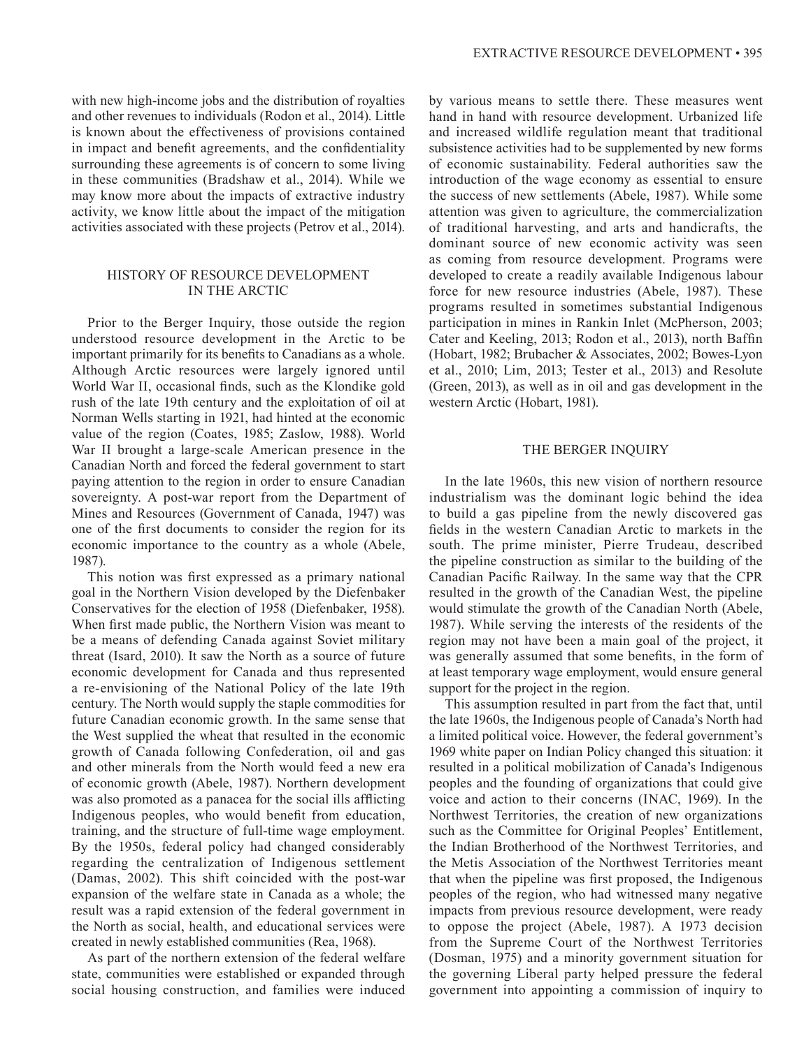with new high-income jobs and the distribution of royalties and other revenues to individuals (Rodon et al., 2014). Little is known about the effectiveness of provisions contained in impact and benefit agreements, and the confidentiality surrounding these agreements is of concern to some living in these communities (Bradshaw et al., 2014). While we may know more about the impacts of extractive industry activity, we know little about the impact of the mitigation activities associated with these projects (Petrov et al., 2014).

## HISTORY OF RESOURCE DEVELOPMENT IN THE ARCTIC

Prior to the Berger Inquiry, those outside the region understood resource development in the Arctic to be important primarily for its benefits to Canadians as a whole. Although Arctic resources were largely ignored until World War II, occasional finds, such as the Klondike gold rush of the late 19th century and the exploitation of oil at Norman Wells starting in 1921, had hinted at the economic value of the region (Coates, 1985; Zaslow, 1988). World War II brought a large-scale American presence in the Canadian North and forced the federal government to start paying attention to the region in order to ensure Canadian sovereignty. A post-war report from the Department of Mines and Resources (Government of Canada, 1947) was one of the first documents to consider the region for its economic importance to the country as a whole (Abele, 1987).

This notion was first expressed as a primary national goal in the Northern Vision developed by the Diefenbaker Conservatives for the election of 1958 (Diefenbaker, 1958). When first made public, the Northern Vision was meant to be a means of defending Canada against Soviet military threat (Isard, 2010). It saw the North as a source of future economic development for Canada and thus represented a re-envisioning of the National Policy of the late 19th century. The North would supply the staple commodities for future Canadian economic growth. In the same sense that the West supplied the wheat that resulted in the economic growth of Canada following Confederation, oil and gas and other minerals from the North would feed a new era of economic growth (Abele, 1987). Northern development was also promoted as a panacea for the social ills afflicting Indigenous peoples, who would benefit from education, training, and the structure of full-time wage employment. By the 1950s, federal policy had changed considerably regarding the centralization of Indigenous settlement (Damas, 2002). This shift coincided with the post-war expansion of the welfare state in Canada as a whole; the result was a rapid extension of the federal government in the North as social, health, and educational services were created in newly established communities (Rea, 1968).

As part of the northern extension of the federal welfare state, communities were established or expanded through social housing construction, and families were induced by various means to settle there. These measures went hand in hand with resource development. Urbanized life and increased wildlife regulation meant that traditional subsistence activities had to be supplemented by new forms of economic sustainability. Federal authorities saw the introduction of the wage economy as essential to ensure the success of new settlements (Abele, 1987). While some attention was given to agriculture, the commercialization of traditional harvesting, and arts and handicrafts, the dominant source of new economic activity was seen as coming from resource development. Programs were developed to create a readily available Indigenous labour force for new resource industries (Abele, 1987). These programs resulted in sometimes substantial Indigenous participation in mines in Rankin Inlet (McPherson, 2003; Cater and Keeling, 2013; Rodon et al., 2013), north Baffin (Hobart, 1982; Brubacher & Associates, 2002; Bowes-Lyon et al., 2010; Lim, 2013; Tester et al., 2013) and Resolute (Green, 2013), as well as in oil and gas development in the western Arctic (Hobart, 1981).

## THE BERGER INQUIRY

In the late 1960s, this new vision of northern resource industrialism was the dominant logic behind the idea to build a gas pipeline from the newly discovered gas fields in the western Canadian Arctic to markets in the south. The prime minister, Pierre Trudeau, described the pipeline construction as similar to the building of the Canadian Pacific Railway. In the same way that the CPR resulted in the growth of the Canadian West, the pipeline would stimulate the growth of the Canadian North (Abele, 1987). While serving the interests of the residents of the region may not have been a main goal of the project, it was generally assumed that some benefits, in the form of at least temporary wage employment, would ensure general support for the project in the region.

This assumption resulted in part from the fact that, until the late 1960s, the Indigenous people of Canada's North had a limited political voice. However, the federal government's 1969 white paper on Indian Policy changed this situation: it resulted in a political mobilization of Canada's Indigenous peoples and the founding of organizations that could give voice and action to their concerns (INAC, 1969). In the Northwest Territories, the creation of new organizations such as the Committee for Original Peoples' Entitlement, the Indian Brotherhood of the Northwest Territories, and the Metis Association of the Northwest Territories meant that when the pipeline was first proposed, the Indigenous peoples of the region, who had witnessed many negative impacts from previous resource development, were ready to oppose the project (Abele, 1987). A 1973 decision from the Supreme Court of the Northwest Territories (Dosman, 1975) and a minority government situation for the governing Liberal party helped pressure the federal government into appointing a commission of inquiry to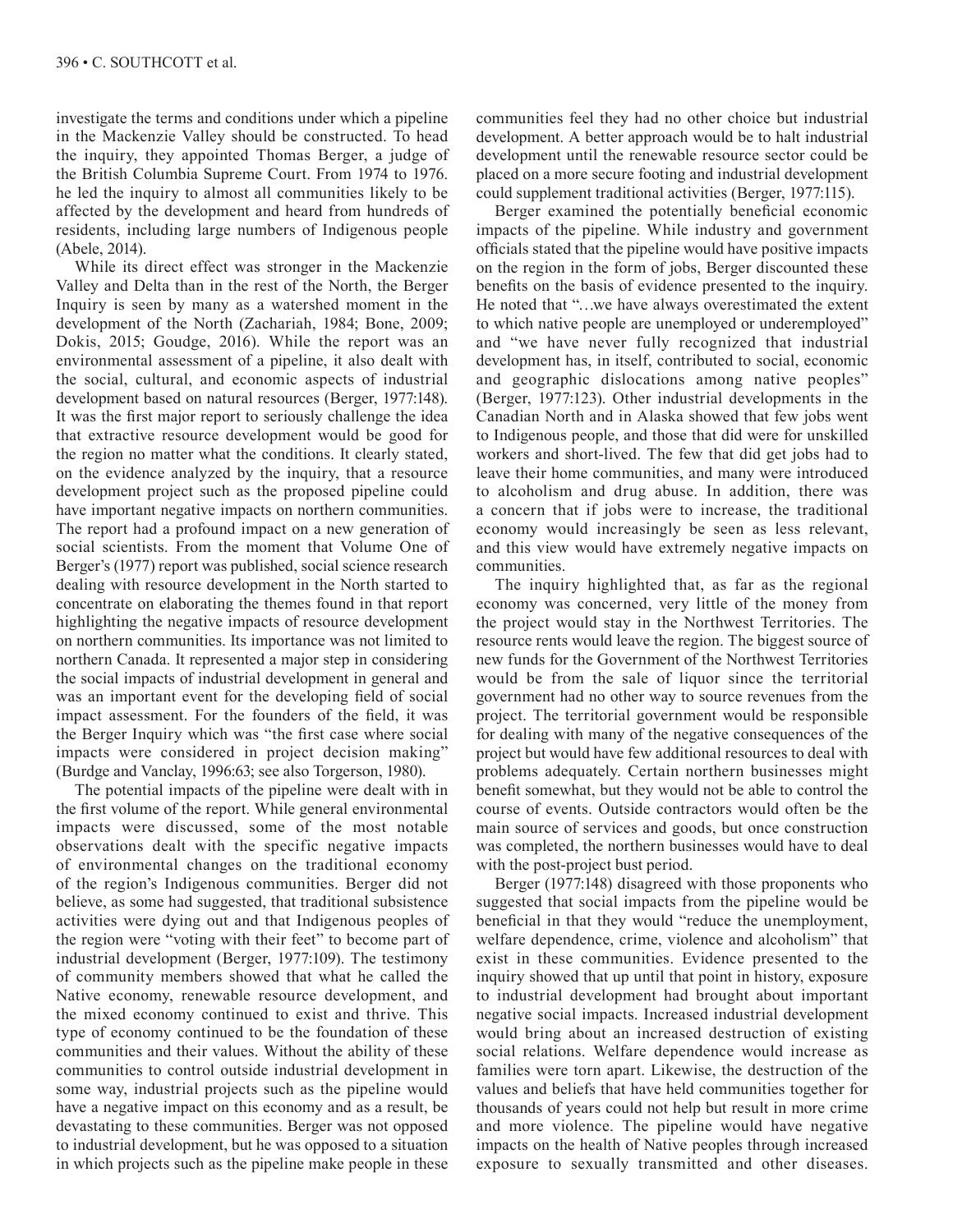investigate the terms and conditions under which a pipeline in the Mackenzie Valley should be constructed. To head the inquiry, they appointed Thomas Berger, a judge of the British Columbia Supreme Court. From 1974 to 1976. he led the inquiry to almost all communities likely to be affected by the development and heard from hundreds of residents, including large numbers of Indigenous people (Abele, 2014).

While its direct effect was stronger in the Mackenzie Valley and Delta than in the rest of the North, the Berger Inquiry is seen by many as a watershed moment in the development of the North (Zachariah, 1984; Bone, 2009; Dokis, 2015; Goudge, 2016). While the report was an environmental assessment of a pipeline, it also dealt with the social, cultural, and economic aspects of industrial development based on natural resources (Berger, 1977:148). It was the first major report to seriously challenge the idea that extractive resource development would be good for the region no matter what the conditions. It clearly stated, on the evidence analyzed by the inquiry, that a resource development project such as the proposed pipeline could have important negative impacts on northern communities. The report had a profound impact on a new generation of social scientists. From the moment that Volume One of Berger's (1977) report was published, social science research dealing with resource development in the North started to concentrate on elaborating the themes found in that report highlighting the negative impacts of resource development on northern communities. Its importance was not limited to northern Canada. It represented a major step in considering the social impacts of industrial development in general and was an important event for the developing field of social impact assessment. For the founders of the field, it was the Berger Inquiry which was "the first case where social impacts were considered in project decision making" (Burdge and Vanclay, 1996:63; see also Torgerson, 1980).

The potential impacts of the pipeline were dealt with in the first volume of the report. While general environmental impacts were discussed, some of the most notable observations dealt with the specific negative impacts of environmental changes on the traditional economy of the region's Indigenous communities. Berger did not believe, as some had suggested, that traditional subsistence activities were dying out and that Indigenous peoples of the region were "voting with their feet" to become part of industrial development (Berger, 1977:109). The testimony of community members showed that what he called the Native economy, renewable resource development, and the mixed economy continued to exist and thrive. This type of economy continued to be the foundation of these communities and their values. Without the ability of these communities to control outside industrial development in some way, industrial projects such as the pipeline would have a negative impact on this economy and as a result, be devastating to these communities. Berger was not opposed to industrial development, but he was opposed to a situation in which projects such as the pipeline make people in these communities feel they had no other choice but industrial development. A better approach would be to halt industrial development until the renewable resource sector could be placed on a more secure footing and industrial development could supplement traditional activities (Berger, 1977:115).

Berger examined the potentially beneficial economic impacts of the pipeline. While industry and government officials stated that the pipeline would have positive impacts on the region in the form of jobs, Berger discounted these benefits on the basis of evidence presented to the inquiry. He noted that "…we have always overestimated the extent to which native people are unemployed or underemployed" and "we have never fully recognized that industrial development has, in itself, contributed to social, economic and geographic dislocations among native peoples" (Berger, 1977:123). Other industrial developments in the Canadian North and in Alaska showed that few jobs went to Indigenous people, and those that did were for unskilled workers and short-lived. The few that did get jobs had to leave their home communities, and many were introduced to alcoholism and drug abuse. In addition, there was a concern that if jobs were to increase, the traditional economy would increasingly be seen as less relevant, and this view would have extremely negative impacts on communities.

The inquiry highlighted that, as far as the regional economy was concerned, very little of the money from the project would stay in the Northwest Territories. The resource rents would leave the region. The biggest source of new funds for the Government of the Northwest Territories would be from the sale of liquor since the territorial government had no other way to source revenues from the project. The territorial government would be responsible for dealing with many of the negative consequences of the project but would have few additional resources to deal with problems adequately. Certain northern businesses might benefit somewhat, but they would not be able to control the course of events. Outside contractors would often be the main source of services and goods, but once construction was completed, the northern businesses would have to deal with the post-project bust period.

Berger (1977:148) disagreed with those proponents who suggested that social impacts from the pipeline would be beneficial in that they would "reduce the unemployment, welfare dependence, crime, violence and alcoholism" that exist in these communities. Evidence presented to the inquiry showed that up until that point in history, exposure to industrial development had brought about important negative social impacts. Increased industrial development would bring about an increased destruction of existing social relations. Welfare dependence would increase as families were torn apart. Likewise, the destruction of the values and beliefs that have held communities together for thousands of years could not help but result in more crime and more violence. The pipeline would have negative impacts on the health of Native peoples through increased exposure to sexually transmitted and other diseases.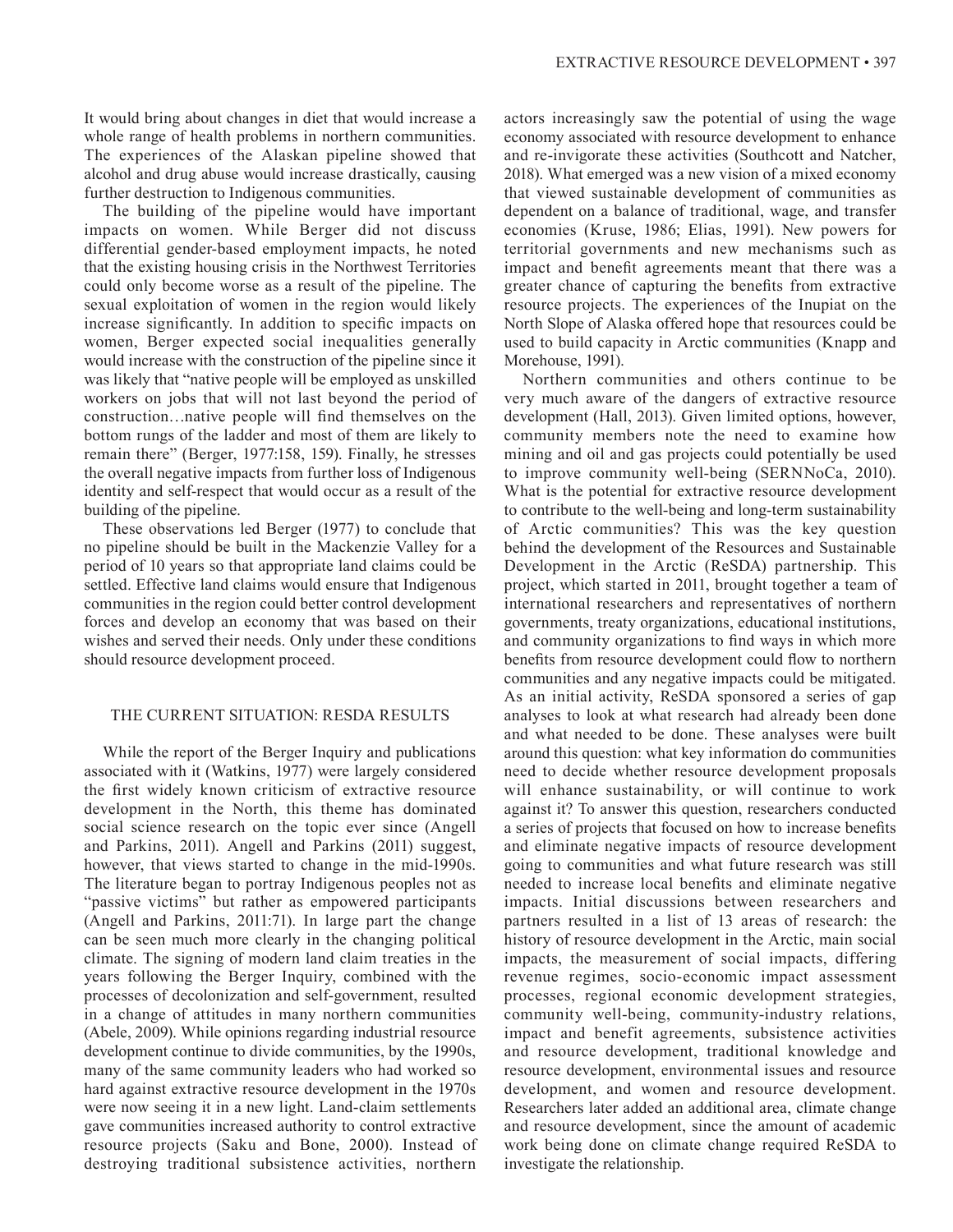It would bring about changes in diet that would increase a whole range of health problems in northern communities. The experiences of the Alaskan pipeline showed that alcohol and drug abuse would increase drastically, causing further destruction to Indigenous communities.

The building of the pipeline would have important impacts on women. While Berger did not discuss differential gender-based employment impacts, he noted that the existing housing crisis in the Northwest Territories could only become worse as a result of the pipeline. The sexual exploitation of women in the region would likely increase significantly. In addition to specific impacts on women, Berger expected social inequalities generally would increase with the construction of the pipeline since it was likely that "native people will be employed as unskilled workers on jobs that will not last beyond the period of construction…native people will find themselves on the bottom rungs of the ladder and most of them are likely to remain there" (Berger, 1977:158, 159). Finally, he stresses the overall negative impacts from further loss of Indigenous identity and self-respect that would occur as a result of the building of the pipeline.

These observations led Berger (1977) to conclude that no pipeline should be built in the Mackenzie Valley for a period of 10 years so that appropriate land claims could be settled. Effective land claims would ensure that Indigenous communities in the region could better control development forces and develop an economy that was based on their wishes and served their needs. Only under these conditions should resource development proceed.

## THE CURRENT SITUATION: RESDA RESULTS

While the report of the Berger Inquiry and publications associated with it (Watkins, 1977) were largely considered the first widely known criticism of extractive resource development in the North, this theme has dominated social science research on the topic ever since (Angell and Parkins, 2011). Angell and Parkins (2011) suggest, however, that views started to change in the mid-1990s. The literature began to portray Indigenous peoples not as "passive victims" but rather as empowered participants (Angell and Parkins, 2011:71). In large part the change can be seen much more clearly in the changing political climate. The signing of modern land claim treaties in the years following the Berger Inquiry, combined with the processes of decolonization and self-government, resulted in a change of attitudes in many northern communities (Abele, 2009). While opinions regarding industrial resource development continue to divide communities, by the 1990s, many of the same community leaders who had worked so hard against extractive resource development in the 1970s were now seeing it in a new light. Land-claim settlements gave communities increased authority to control extractive resource projects (Saku and Bone, 2000). Instead of destroying traditional subsistence activities, northern actors increasingly saw the potential of using the wage economy associated with resource development to enhance and re-invigorate these activities (Southcott and Natcher, 2018). What emerged was a new vision of a mixed economy that viewed sustainable development of communities as dependent on a balance of traditional, wage, and transfer economies (Kruse, 1986; Elias, 1991). New powers for territorial governments and new mechanisms such as impact and benefit agreements meant that there was a greater chance of capturing the benefits from extractive resource projects. The experiences of the Inupiat on the North Slope of Alaska offered hope that resources could be used to build capacity in Arctic communities (Knapp and Morehouse, 1991).

Northern communities and others continue to be very much aware of the dangers of extractive resource development (Hall, 2013). Given limited options, however, community members note the need to examine how mining and oil and gas projects could potentially be used to improve community well-being (SERNNoCa, 2010). What is the potential for extractive resource development to contribute to the well-being and long-term sustainability of Arctic communities? This was the key question behind the development of the Resources and Sustainable Development in the Arctic (ReSDA) partnership. This project, which started in 2011, brought together a team of international researchers and representatives of northern governments, treaty organizations, educational institutions, and community organizations to find ways in which more benefits from resource development could flow to northern communities and any negative impacts could be mitigated. As an initial activity, ReSDA sponsored a series of gap analyses to look at what research had already been done and what needed to be done. These analyses were built around this question: what key information do communities need to decide whether resource development proposals will enhance sustainability, or will continue to work against it? To answer this question, researchers conducted a series of projects that focused on how to increase benefits and eliminate negative impacts of resource development going to communities and what future research was still needed to increase local benefits and eliminate negative impacts. Initial discussions between researchers and partners resulted in a list of 13 areas of research: the history of resource development in the Arctic, main social impacts, the measurement of social impacts, differing revenue regimes, socio-economic impact assessment processes, regional economic development strategies, community well-being, community-industry relations, impact and benefit agreements, subsistence activities and resource development, traditional knowledge and resource development, environmental issues and resource development, and women and resource development. Researchers later added an additional area, climate change and resource development, since the amount of academic work being done on climate change required ReSDA to investigate the relationship.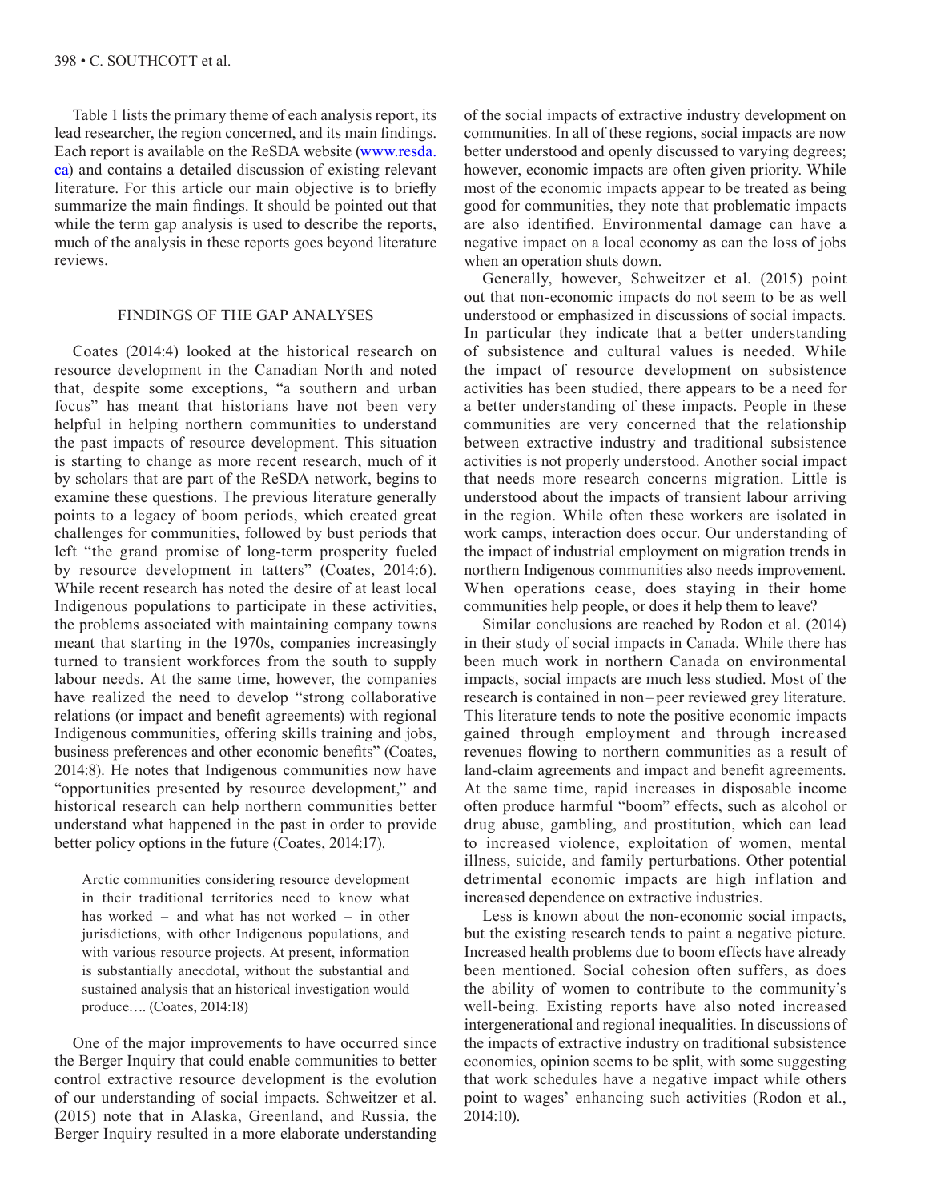Table 1 lists the primary theme of each analysis report, its lead researcher, the region concerned, and its main findings. Each report is available on the ReSDA website (www.resda.ca) and contains a detailed discussion of existing relevant literature. For this article our main objective is to briefly summarize the main findings. It should be pointed out that while the term gap analysis is used to describe the reports, much of the analysis in these reports goes beyond literature reviews.

## FINDINGS OF THE GAP ANALYSES

Coates (2014:4) looked at the historical research on resource development in the Canadian North and noted that, despite some exceptions, "a southern and urban focus" has meant that historians have not been very helpful in helping northern communities to understand the past impacts of resource development. This situation is starting to change as more recent research, much of it by scholars that are part of the ReSDA network, begins to examine these questions. The previous literature generally points to a legacy of boom periods, which created great challenges for communities, followed by bust periods that left "the grand promise of long-term prosperity fueled by resource development in tatters" (Coates, 2014:6). While recent research has noted the desire of at least local Indigenous populations to participate in these activities, the problems associated with maintaining company towns meant that starting in the 1970s, companies increasingly turned to transient workforces from the south to supply labour needs. At the same time, however, the companies have realized the need to develop "strong collaborative relations (or impact and benefit agreements) with regional Indigenous communities, offering skills training and jobs, business preferences and other economic benefits" (Coates, 2014:8). He notes that Indigenous communities now have "opportunities presented by resource development," and historical research can help northern communities better understand what happened in the past in order to provide better policy options in the future (Coates, 2014:17).

> Arctic communities considering resource development in their traditional territories need to know what has worked – and what has not worked – in other jurisdictions, with other Indigenous populations, and with various resource projects. At present, information is substantially anecdotal, without the substantial and sustained analysis that an historical investigation would produce…. (Coates, 2014:18)

One of the major improvements to have occurred since the Berger Inquiry that could enable communities to better control extractive resource development is the evolution of our understanding of social impacts. Schweitzer et al. (2015) note that in Alaska, Greenland, and Russia, the Berger Inquiry resulted in a more elaborate understanding of the social impacts of extractive industry development on communities. In all of these regions, social impacts are now better understood and openly discussed to varying degrees; however, economic impacts are often given priority. While most of the economic impacts appear to be treated as being good for communities, they note that problematic impacts are also identified. Environmental damage can have a negative impact on a local economy as can the loss of jobs when an operation shuts down.

Generally, however, Schweitzer et al. (2015) point out that non-economic impacts do not seem to be as well understood or emphasized in discussions of social impacts. In particular they indicate that a better understanding of subsistence and cultural values is needed. While the impact of resource development on subsistence activities has been studied, there appears to be a need for a better understanding of these impacts. People in these communities are very concerned that the relationship between extractive industry and traditional subsistence activities is not properly understood. Another social impact that needs more research concerns migration. Little is understood about the impacts of transient labour arriving in the region. While often these workers are isolated in work camps, interaction does occur. Our understanding of the impact of industrial employment on migration trends in northern Indigenous communities also needs improvement. When operations cease, does staying in their home communities help people, or does it help them to leave?

Similar conclusions are reached by Rodon et al. (2014) in their study of social impacts in Canada. While there has been much work in northern Canada on environmental impacts, social impacts are much less studied. Most of the research is contained in non–peer reviewed grey literature. This literature tends to note the positive economic impacts gained through employment and through increased revenues flowing to northern communities as a result of land-claim agreements and impact and benefit agreements. At the same time, rapid increases in disposable income often produce harmful "boom" effects, such as alcohol or drug abuse, gambling, and prostitution, which can lead to increased violence, exploitation of women, mental illness, suicide, and family perturbations. Other potential detrimental economic impacts are high inflation and increased dependence on extractive industries.

Less is known about the non-economic social impacts, but the existing research tends to paint a negative picture. Increased health problems due to boom effects have already been mentioned. Social cohesion often suffers, as does the ability of women to contribute to the community's well-being. Existing reports have also noted increased intergenerational and regional inequalities. In discussions of the impacts of extractive industry on traditional subsistence economies, opinion seems to be split, with some suggesting that work schedules have a negative impact while others point to wages' enhancing such activities (Rodon et al., 2014:10).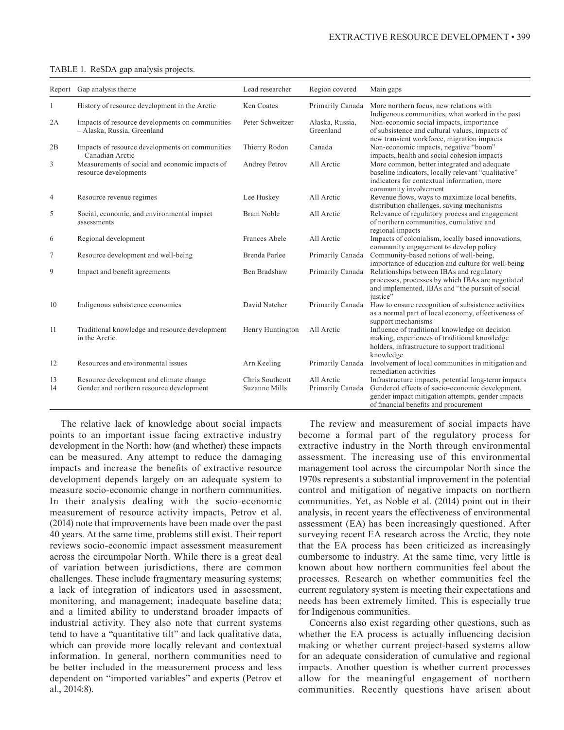TABLE 1. ReSDA gap analysis projects.

| Report | Gap analysis theme | Lead researcher | Region covered | Main gaps |
|---|---|---|---|---|
| 1 | History of resource development in the Arctic | Ken Coates | Primarily Canada | More northern focus, new relations with Indigenous communities, what worked in the past |
| 2A | Impacts of resource developments on communities – Alaska, Russia, Greenland | Peter Schweitzer | Alaska, Russia, Greenland | Non-economic social impacts, importance of subsistence and cultural values, impacts of new transient workforce, migration impacts |
| 2B | Impacts of resource developments on communities – Canadian Arctic | Thierry Rodon | Canada | Non-economic impacts, negative "boom" impacts, health and social cohesion impacts |
| 3 | Measurements of social and economic impacts of resource developments | Andrey Petrov | All Arctic | More common, better integrated and adequate baseline indicators, locally relevant "qualitative" indicators for contextual information, more community involvement |
| 4 | Resource revenue regimes | Lee Huskey | All Arctic | Revenue flows, ways to maximize local benefits, distribution challenges, saving mechanisms |
| 5 | Social, economic, and environmental impact assessments | Bram Noble | All Arctic | Relevance of regulatory process and engagement of northern communities, cumulative and regional impacts |
| 6 | Regional development | Frances Abele | All Arctic | Impacts of colonialism, locally based innovations, community engagement to develop policy |
| 7 | Resource development and well-being | Brenda Parlee | Primarily Canada | Community-based notions of well-being, importance of education and culture for well-being |
| 9 | Impact and benefit agreements | Ben Bradshaw | Primarily Canada | Relationships between IBAs and regulatory processes, processes by which IBAs are negotiated and implemented, IBAs and "the pursuit of social justice" |
| 10 | Indigenous subsistence economies | David Natcher | Primarily Canada | How to ensure recognition of subsistence activities as a normal part of local economy, effectiveness of support mechanisms |
| 11 | Traditional knowledge and resource development in the Arctic | Henry Huntington | All Arctic | Influence of traditional knowledge on decision making, experiences of traditional knowledge holders, infrastructure to support traditional knowledge |
| 12 | Resources and environmental issues | Arn Keeling | Primarily Canada | Involvement of local communities in mitigation and remediation activities |
| 13 | Resource development and climate change | Chris Southcott | All Arctic | Infrastructure impacts, potential long-term impacts |
| 14 | Gender and northern resource development | Suzanne Mills | Primarily Canada | Gendered effects of socio-economic development, gender impact mitigation attempts, gender impacts of financial benefits and procurement |

The relative lack of knowledge about social impacts points to an important issue facing extractive industry development in the North: how (and whether) these impacts can be measured. Any attempt to reduce the damaging impacts and increase the benefits of extractive resource development depends largely on an adequate system to measure socio-economic change in northern communities. In their analysis dealing with the socio-economic measurement of resource activity impacts, Petrov et al. (2014) note that improvements have been made over the past 40 years. At the same time, problems still exist. Their report reviews socio-economic impact assessment measurement across the circumpolar North. While there is a great deal of variation between jurisdictions, there are common challenges. These include fragmentary measuring systems; a lack of integration of indicators used in assessment, monitoring, and management; inadequate baseline data; and a limited ability to understand broader impacts of industrial activity. They also note that current systems tend to have a "quantitative tilt" and lack qualitative data, which can provide more locally relevant and contextual information. In general, northern communities need to be better included in the measurement process and less dependent on "imported variables" and experts (Petrov et al., 2014:8).

The review and measurement of social impacts have become a formal part of the regulatory process for extractive industry in the North through environmental assessment. The increasing use of this environmental management tool across the circumpolar North since the 1970s represents a substantial improvement in the potential control and mitigation of negative impacts on northern communities. Yet, as Noble et al. (2014) point out in their analysis, in recent years the effectiveness of environmental assessment (EA) has been increasingly questioned. After surveying recent EA research across the Arctic, they note that the EA process has been criticized as increasingly cumbersome to industry. At the same time, very little is known about how northern communities feel about the processes. Research on whether communities feel the current regulatory system is meeting their expectations and needs has been extremely limited. This is especially true for Indigenous communities.

Concerns also exist regarding other questions, such as whether the EA process is actually influencing decision making or whether current project-based systems allow for an adequate consideration of cumulative and regional impacts. Another question is whether current processes allow for the meaningful engagement of northern communities. Recently questions have arisen about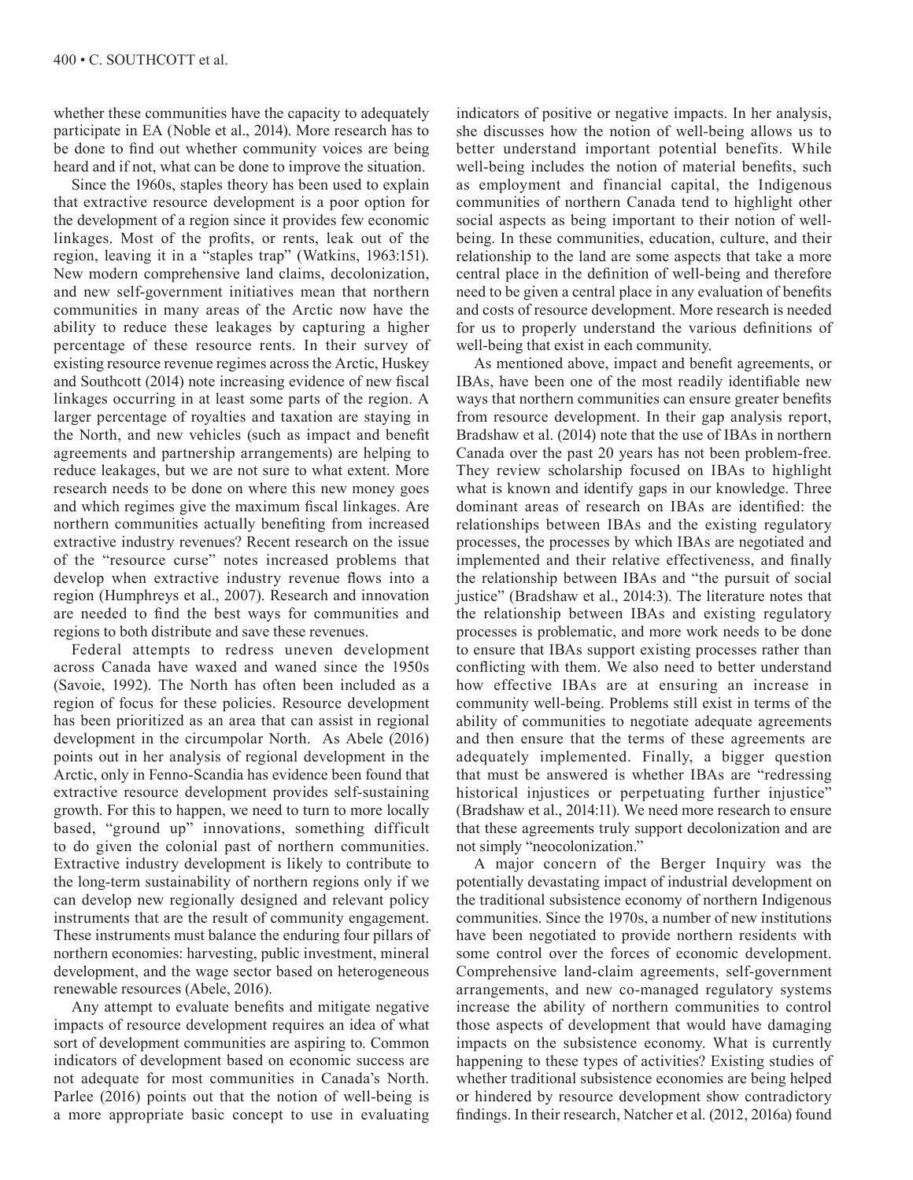whether these communities have the capacity to adequately participate in EA (Noble et al., 2014). More research has to be done to find out whether community voices are being heard and if not, what can be done to improve the situation.

Since the 1960s, staples theory has been used to explain that extractive resource development is a poor option for the development of a region since it provides few economic linkages. Most of the profits, or rents, leak out of the region, leaving it in a "staples trap" (Watkins, 1963:151). New modern comprehensive land claims, decolonization, and new self-government initiatives mean that northern communities in many areas of the Arctic now have the ability to reduce these leakages by capturing a higher percentage of these resource rents. In their survey of existing resource revenue regimes across the Arctic, Huskey and Southcott (2014) note increasing evidence of new fiscal linkages occurring in at least some parts of the region. A larger percentage of royalties and taxation are staying in the North, and new vehicles (such as impact and benefit agreements and partnership arrangements) are helping to reduce leakages, but we are not sure to what extent. More research needs to be done on where this new money goes and which regimes give the maximum fiscal linkages. Are northern communities actually benefiting from increased extractive industry revenues? Recent research on the issue of the "resource curse" notes increased problems that develop when extractive industry revenue flows into a region (Humphreys et al., 2007). Research and innovation are needed to find the best ways for communities and regions to both distribute and save these revenues.

Federal attempts to redress uneven development across Canada have waxed and waned since the 1950s (Savoie, 1992). The North has often been included as a region of focus for these policies. Resource development has been prioritized as an area that can assist in regional development in the circumpolar North. As Abele (2016) points out in her analysis of regional development in the Arctic, only in Fenno-Scandia has evidence been found that extractive resource development provides self-sustaining growth. For this to happen, we need to turn to more locally based, "ground up" innovations, something difficult to do given the colonial past of northern communities. Extractive industry development is likely to contribute to the long-term sustainability of northern regions only if we can develop new regionally designed and relevant policy instruments that are the result of community engagement. These instruments must balance the enduring four pillars of northern economies: harvesting, public investment, mineral development, and the wage sector based on heterogeneous renewable resources (Abele, 2016).

Any attempt to evaluate benefits and mitigate negative impacts of resource development requires an idea of what sort of development communities are aspiring to. Common indicators of development based on economic success are not adequate for most communities in Canada's North. Parlee (2016) points out that the notion of well-being is a more appropriate basic concept to use in evaluating indicators of positive or negative impacts. In her analysis, she discusses how the notion of well-being allows us to better understand important potential benefits. While well-being includes the notion of material benefits, such as employment and financial capital, the Indigenous communities of northern Canada tend to highlight other social aspects as being important to their notion of well-being. In these communities, education, culture, and their relationship to the land are some aspects that take a more central place in the definition of well-being and therefore need to be given a central place in any evaluation of benefits and costs of resource development. More research is needed for us to properly understand the various definitions of well-being that exist in each community.

As mentioned above, impact and benefit agreements, or IBAs, have been one of the most readily identifiable new ways that northern communities can ensure greater benefits from resource development. In their gap analysis report, Bradshaw et al. (2014) note that the use of IBAs in northern Canada over the past 20 years has not been problem-free. They review scholarship focused on IBAs to highlight what is known and identify gaps in our knowledge. Three dominant areas of research on IBAs are identified: the relationships between IBAs and the existing regulatory processes, the processes by which IBAs are negotiated and implemented and their relative effectiveness, and finally the relationship between IBAs and "the pursuit of social justice" (Bradshaw et al., 2014:3). The literature notes that the relationship between IBAs and existing regulatory processes is problematic, and more work needs to be done to ensure that IBAs support existing processes rather than conflicting with them. We also need to better understand how effective IBAs are at ensuring an increase in community well-being. Problems still exist in terms of the ability of communities to negotiate adequate agreements and then ensure that the terms of these agreements are adequately implemented. Finally, a bigger question that must be answered is whether IBAs are "redressing historical injustices or perpetuating further injustice" (Bradshaw et al., 2014:11). We need more research to ensure that these agreements truly support decolonization and are not simply "neocolonization."

A major concern of the Berger Inquiry was the potentially devastating impact of industrial development on the traditional subsistence economy of northern Indigenous communities. Since the 1970s, a number of new institutions have been negotiated to provide northern residents with some control over the forces of economic development. Comprehensive land-claim agreements, self-government arrangements, and new co-managed regulatory systems increase the ability of northern communities to control those aspects of development that would have damaging impacts on the subsistence economy. What is currently happening to these types of activities? Existing studies of whether traditional subsistence economies are being helped or hindered by resource development show contradictory findings. In their research, Natcher et al. (2012, 2016a) found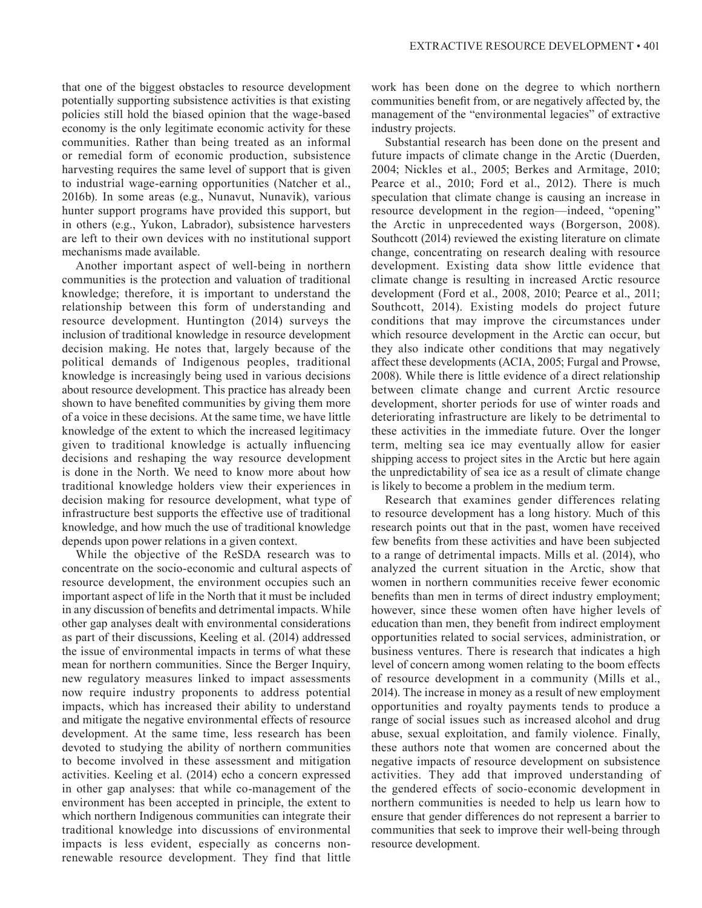that one of the biggest obstacles to resource development potentially supporting subsistence activities is that existing policies still hold the biased opinion that the wage-based economy is the only legitimate economic activity for these communities. Rather than being treated as an informal or remedial form of economic production, subsistence harvesting requires the same level of support that is given to industrial wage-earning opportunities (Natcher et al., 2016b). In some areas (e.g., Nunavut, Nunavik), various hunter support programs have provided this support, but in others (e.g., Yukon, Labrador), subsistence harvesters are left to their own devices with no institutional support mechanisms made available.

Another important aspect of well-being in northern communities is the protection and valuation of traditional knowledge; therefore, it is important to understand the relationship between this form of understanding and resource development. Huntington (2014) surveys the inclusion of traditional knowledge in resource development decision making. He notes that, largely because of the political demands of Indigenous peoples, traditional knowledge is increasingly being used in various decisions about resource development. This practice has already been shown to have benefited communities by giving them more of a voice in these decisions. At the same time, we have little knowledge of the extent to which the increased legitimacy given to traditional knowledge is actually influencing decisions and reshaping the way resource development is done in the North. We need to know more about how traditional knowledge holders view their experiences in decision making for resource development, what type of infrastructure best supports the effective use of traditional knowledge, and how much the use of traditional knowledge depends upon power relations in a given context.

While the objective of the ReSDA research was to concentrate on the socio-economic and cultural aspects of resource development, the environment occupies such an important aspect of life in the North that it must be included in any discussion of benefits and detrimental impacts. While other gap analyses dealt with environmental considerations as part of their discussions, Keeling et al. (2014) addressed the issue of environmental impacts in terms of what these mean for northern communities. Since the Berger Inquiry, new regulatory measures linked to impact assessments now require industry proponents to address potential impacts, which has increased their ability to understand and mitigate the negative environmental effects of resource development. At the same time, less research has been devoted to studying the ability of northern communities to become involved in these assessment and mitigation activities. Keeling et al. (2014) echo a concern expressed in other gap analyses: that while co-management of the environment has been accepted in principle, the extent to which northern Indigenous communities can integrate their traditional knowledge into discussions of environmental impacts is less evident, especially as concerns non-renewable resource development. They find that little work has been done on the degree to which northern communities benefit from, or are negatively affected by, the management of the "environmental legacies" of extractive industry projects.

Substantial research has been done on the present and future impacts of climate change in the Arctic (Duerden, 2004; Nickles et al., 2005; Berkes and Armitage, 2010; Pearce et al., 2010; Ford et al., 2012). There is much speculation that climate change is causing an increase in resource development in the region—indeed, "opening" the Arctic in unprecedented ways (Borgerson, 2008). Southcott (2014) reviewed the existing literature on climate change, concentrating on research dealing with resource development. Existing data show little evidence that climate change is resulting in increased Arctic resource development (Ford et al., 2008, 2010; Pearce et al., 2011; Southcott, 2014). Existing models do project future conditions that may improve the circumstances under which resource development in the Arctic can occur, but they also indicate other conditions that may negatively affect these developments (ACIA, 2005; Furgal and Prowse, 2008). While there is little evidence of a direct relationship between climate change and current Arctic resource development, shorter periods for use of winter roads and deteriorating infrastructure are likely to be detrimental to these activities in the immediate future. Over the longer term, melting sea ice may eventually allow for easier shipping access to project sites in the Arctic but here again the unpredictability of sea ice as a result of climate change is likely to become a problem in the medium term.

Research that examines gender differences relating to resource development has a long history. Much of this research points out that in the past, women have received few benefits from these activities and have been subjected to a range of detrimental impacts. Mills et al. (2014), who analyzed the current situation in the Arctic, show that women in northern communities receive fewer economic benefits than men in terms of direct industry employment; however, since these women often have higher levels of education than men, they benefit from indirect employment opportunities related to social services, administration, or business ventures. There is research that indicates a high level of concern among women relating to the boom effects of resource development in a community (Mills et al., 2014). The increase in money as a result of new employment opportunities and royalty payments tends to produce a range of social issues such as increased alcohol and drug abuse, sexual exploitation, and family violence. Finally, these authors note that women are concerned about the negative impacts of resource development on subsistence activities. They add that improved understanding of the gendered effects of socio-economic development in northern communities is needed to help us learn how to ensure that gender differences do not represent a barrier to communities that seek to improve their well-being through resource development.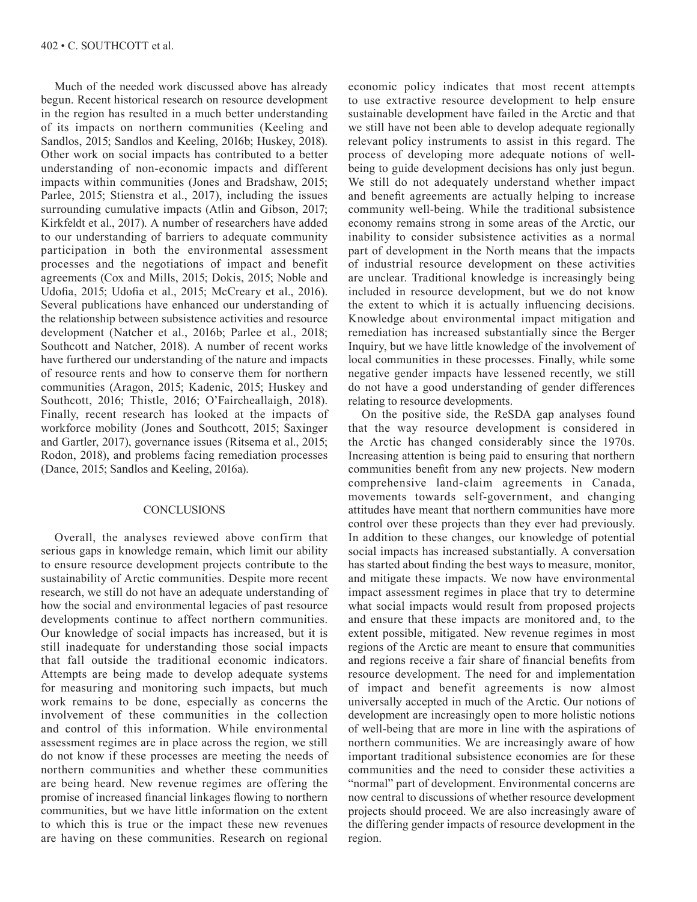Much of the needed work discussed above has already begun. Recent historical research on resource development in the region has resulted in a much better understanding of its impacts on northern communities (Keeling and Sandlos, 2015; Sandlos and Keeling, 2016b; Huskey, 2018). Other work on social impacts has contributed to a better understanding of non-economic impacts and different impacts within communities (Jones and Bradshaw, 2015; Parlee, 2015; Stienstra et al., 2017), including the issues surrounding cumulative impacts (Atlin and Gibson, 2017; Kirkfeldt et al., 2017). A number of researchers have added to our understanding of barriers to adequate community participation in both the environmental assessment processes and the negotiations of impact and benefit agreements (Cox and Mills, 2015; Dokis, 2015; Noble and Udofia, 2015; Udofia et al., 2015; McCreary et al., 2016). Several publications have enhanced our understanding of the relationship between subsistence activities and resource development (Natcher et al., 2016b; Parlee et al., 2018; Southcott and Natcher, 2018). A number of recent works have furthered our understanding of the nature and impacts of resource rents and how to conserve them for northern communities (Aragon, 2015; Kadenic, 2015; Huskey and Southcott, 2016; Thistle, 2016; O'Faircheallaigh, 2018). Finally, recent research has looked at the impacts of workforce mobility (Jones and Southcott, 2015; Saxinger and Gartler, 2017), governance issues (Ritsema et al., 2015; Rodon, 2018), and problems facing remediation processes (Dance, 2015; Sandlos and Keeling, 2016a).

## CONCLUSIONS

Overall, the analyses reviewed above confirm that serious gaps in knowledge remain, which limit our ability to ensure resource development projects contribute to the sustainability of Arctic communities. Despite more recent research, we still do not have an adequate understanding of how the social and environmental legacies of past resource developments continue to affect northern communities. Our knowledge of social impacts has increased, but it is still inadequate for understanding those social impacts that fall outside the traditional economic indicators. Attempts are being made to develop adequate systems for measuring and monitoring such impacts, but much work remains to be done, especially as concerns the involvement of these communities in the collection and control of this information. While environmental assessment regimes are in place across the region, we still do not know if these processes are meeting the needs of northern communities and whether these communities are being heard. New revenue regimes are offering the promise of increased financial linkages flowing to northern communities, but we have little information on the extent to which this is true or the impact these new revenues are having on these communities. Research on regional economic policy indicates that most recent attempts to use extractive resource development to help ensure sustainable development have failed in the Arctic and that we still have not been able to develop adequate regionally relevant policy instruments to assist in this regard. The process of developing more adequate notions of well-being to guide development decisions has only just begun. We still do not adequately understand whether impact and benefit agreements are actually helping to increase community well-being. While the traditional subsistence economy remains strong in some areas of the Arctic, our inability to consider subsistence activities as a normal part of development in the North means that the impacts of industrial resource development on these activities are unclear. Traditional knowledge is increasingly being included in resource development, but we do not know the extent to which it is actually influencing decisions. Knowledge about environmental impact mitigation and remediation has increased substantially since the Berger Inquiry, but we have little knowledge of the involvement of local communities in these processes. Finally, while some negative gender impacts have lessened recently, we still do not have a good understanding of gender differences relating to resource developments.

On the positive side, the ReSDA gap analyses found that the way resource development is considered in the Arctic has changed considerably since the 1970s. Increasing attention is being paid to ensuring that northern communities benefit from any new projects. New modern comprehensive land-claim agreements in Canada, movements towards self-government, and changing attitudes have meant that northern communities have more control over these projects than they ever had previously. In addition to these changes, our knowledge of potential social impacts has increased substantially. A conversation has started about finding the best ways to measure, monitor, and mitigate these impacts. We now have environmental impact assessment regimes in place that try to determine what social impacts would result from proposed projects and ensure that these impacts are monitored and, to the extent possible, mitigated. New revenue regimes in most regions of the Arctic are meant to ensure that communities and regions receive a fair share of financial benefits from resource development. The need for and implementation of impact and benefit agreements is now almost universally accepted in much of the Arctic. Our notions of development are increasingly open to more holistic notions of well-being that are more in line with the aspirations of northern communities. We are increasingly aware of how important traditional subsistence economies are for these communities and the need to consider these activities a "normal" part of development. Environmental concerns are now central to discussions of whether resource development projects should proceed. We are also increasingly aware of the differing gender impacts of resource development in the region.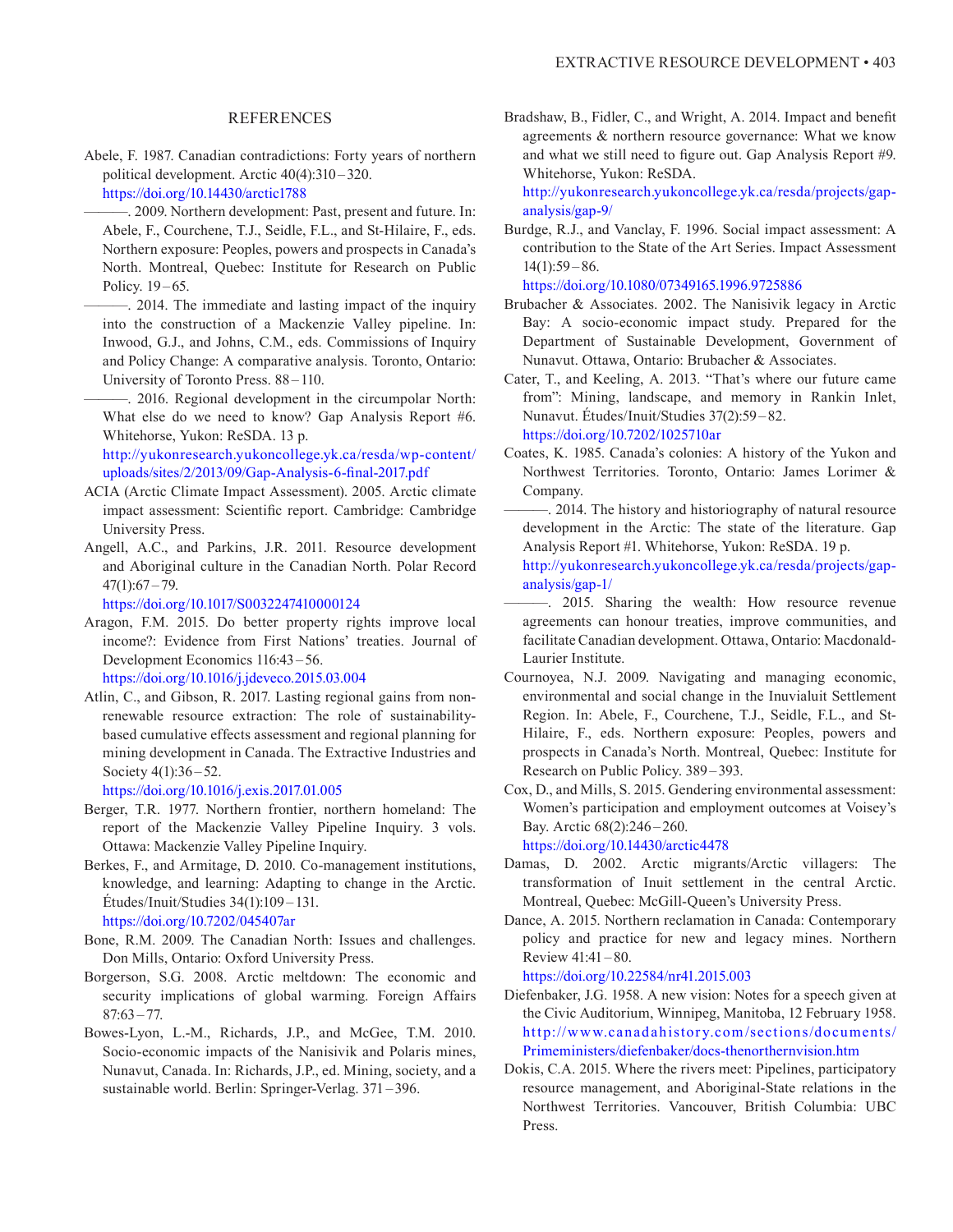## REFERENCES

Abele, F. 1987. Canadian contradictions: Forty years of northern political development. Arctic 40(4):310–320. https://doi.org/10.14430/arctic1788

———. 2009. Northern development: Past, present and future. In: Abele, F., Courchene, T.J., Seidle, F.L., and St-Hilaire, F., eds. Northern exposure: Peoples, powers and prospects in Canada's North. Montreal, Quebec: Institute for Research on Public Policy. 19–65.

———. 2014. The immediate and lasting impact of the inquiry into the construction of a Mackenzie Valley pipeline. In: Inwood, G.J., and Johns, C.M., eds. Commissions of Inquiry and Policy Change: A comparative analysis. Toronto, Ontario: University of Toronto Press. 88–110.

———. 2016. Regional development in the circumpolar North: What else do we need to know? Gap Analysis Report #6. Whitehorse, Yukon: ReSDA. 13 p. http://yukonresearch.yukoncollege.yk.ca/resda/wp-content/uploads/sites/2/2013/09/Gap-Analysis-6-final-2017.pdf

ACIA (Arctic Climate Impact Assessment). 2005. Arctic climate impact assessment: Scientific report. Cambridge: Cambridge University Press.

Angell, A.C., and Parkins, J.R. 2011. Resource development and Aboriginal culture in the Canadian North. Polar Record 47(1):67–79. https://doi.org/10.1017/S0032247410000124

Aragon, F.M. 2015. Do better property rights improve local income?: Evidence from First Nations' treaties. Journal of Development Economics 116:43–56. https://doi.org/10.1016/j.jdeveco.2015.03.004

Atlin, C., and Gibson, R. 2017. Lasting regional gains from non-renewable resource extraction: The role of sustainability-based cumulative effects assessment and regional planning for mining development in Canada. The Extractive Industries and Society 4(1):36–52. https://doi.org/10.1016/j.exis.2017.01.005

Berger, T.R. 1977. Northern frontier, northern homeland: The report of the Mackenzie Valley Pipeline Inquiry. 3 vols. Ottawa: Mackenzie Valley Pipeline Inquiry.

Berkes, F., and Armitage, D. 2010. Co-management institutions, knowledge, and learning: Adapting to change in the Arctic. Études/Inuit/Studies 34(1):109–131. https://doi.org/10.7202/045407ar

Bone, R.M. 2009. The Canadian North: Issues and challenges. Don Mills, Ontario: Oxford University Press.

Borgerson, S.G. 2008. Arctic meltdown: The economic and security implications of global warming. Foreign Affairs 87:63–77.

Bowes-Lyon, L.-M., Richards, J.P., and McGee, T.M. 2010. Socio-economic impacts of the Nanisivik and Polaris mines, Nunavut, Canada. In: Richards, J.P., ed. Mining, society, and a sustainable world. Berlin: Springer-Verlag. 371–396.

Bradshaw, B., Fidler, C., and Wright, A. 2014. Impact and benefit agreements & northern resource governance: What we know and what we still need to figure out. Gap Analysis Report #9. Whitehorse, Yukon: ReSDA. http://yukonresearch.yukoncollege.yk.ca/resda/projects/gap-analysis/gap-9/

Burdge, R.J., and Vanclay, F. 1996. Social impact assessment: A contribution to the State of the Art Series. Impact Assessment 14(1):59–86. https://doi.org/10.1080/07349165.1996.9725886

Brubacher & Associates. 2002. The Nanisivik legacy in Arctic Bay: A socio-economic impact study. Prepared for the Department of Sustainable Development, Government of Nunavut. Ottawa, Ontario: Brubacher & Associates.

Cater, T., and Keeling, A. 2013. "That's where our future came from": Mining, landscape, and memory in Rankin Inlet, Nunavut. Études/Inuit/Studies 37(2):59–82. https://doi.org/10.7202/1025710ar

Coates, K. 1985. Canada's colonies: A history of the Yukon and Northwest Territories. Toronto, Ontario: James Lorimer & Company.

———. 2014. The history and historiography of natural resource development in the Arctic: The state of the literature. Gap Analysis Report #1. Whitehorse, Yukon: ReSDA. 19 p. http://yukonresearch.yukoncollege.yk.ca/resda/projects/gap-analysis/gap-1/

———. 2015. Sharing the wealth: How resource revenue agreements can honour treaties, improve communities, and facilitate Canadian development. Ottawa, Ontario: Macdonald-Laurier Institute.

Cournoyea, N.J. 2009. Navigating and managing economic, environmental and social change in the Inuvialuit Settlement Region. In: Abele, F., Courchene, T.J., Seidle, F.L., and St-Hilaire, F., eds. Northern exposure: Peoples, powers and prospects in Canada's North. Montreal, Quebec: Institute for Research on Public Policy. 389–393.

Cox, D., and Mills, S. 2015. Gendering environmental assessment: Women's participation and employment outcomes at Voisey's Bay. Arctic 68(2):246–260. https://doi.org/10.14430/arctic4478

Damas, D. 2002. Arctic migrants/Arctic villagers: The transformation of Inuit settlement in the central Arctic. Montreal, Quebec: McGill-Queen's University Press.

Dance, A. 2015. Northern reclamation in Canada: Contemporary policy and practice for new and legacy mines. Northern Review 41:41–80. https://doi.org/10.22584/nr41.2015.003

Diefenbaker, J.G. 1958. A new vision: Notes for a speech given at the Civic Auditorium, Winnipeg, Manitoba, 12 February 1958. http://www.canadahistory.com/sections/documents/Primeministers/diefenbaker/docs-thenorthernvision.htm

Dokis, C.A. 2015. Where the rivers meet: Pipelines, participatory resource management, and Aboriginal-State relations in the Northwest Territories. Vancouver, British Columbia: UBC Press.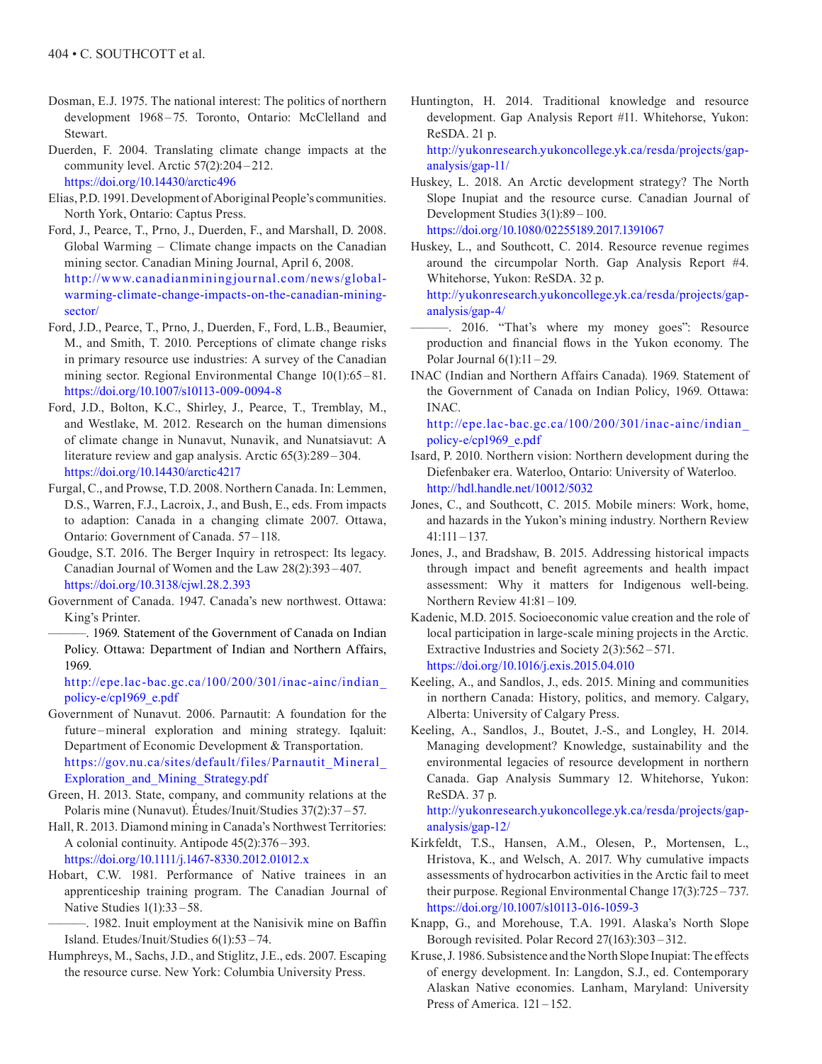Dosman, E.J. 1975. The national interest: The politics of northern development 1968–75. Toronto, Ontario: McClelland and Stewart.

Duerden, F. 2004. Translating climate change impacts at the community level. Arctic 57(2):204–212. https://doi.org/10.14430/arctic496

Elias, P.D. 1991. Development of Aboriginal People's communities. North York, Ontario: Captus Press.

Ford, J., Pearce, T., Prno, J., Duerden, F., and Marshall, D. 2008. Global Warming – Climate change impacts on the Canadian mining sector. Canadian Mining Journal, April 6, 2008. http://www.canadianminingjournal.com/news/global-warming-climate-change-impacts-on-the-canadian-mining-sector/

Ford, J.D., Pearce, T., Prno, J., Duerden, F., Ford, L.B., Beaumier, M., and Smith, T. 2010. Perceptions of climate change risks in primary resource use industries: A survey of the Canadian mining sector. Regional Environmental Change 10(1):65–81. https://doi.org/10.1007/s10113-009-0094-8

Ford, J.D., Bolton, K.C., Shirley, J., Pearce, T., Tremblay, M., and Westlake, M. 2012. Research on the human dimensions of climate change in Nunavut, Nunavik, and Nunatsiavut: A literature review and gap analysis. Arctic 65(3):289–304. https://doi.org/10.14430/arctic4217

Furgal, C., and Prowse, T.D. 2008. Northern Canada. In: Lemmen, D.S., Warren, F.J., Lacroix, J., and Bush, E., eds. From impacts to adaption: Canada in a changing climate 2007. Ottawa, Ontario: Government of Canada. 57–118.

Goudge, S.T. 2016. The Berger Inquiry in retrospect: Its legacy. Canadian Journal of Women and the Law 28(2):393–407. https://doi.org/10.3138/cjwl.28.2.393

Government of Canada. 1947. Canada's new northwest. Ottawa: King's Printer.

———. 1969. Statement of the Government of Canada on Indian Policy. Ottawa: Department of Indian and Northern Affairs, 1969. http://epe.lac-bac.gc.ca/100/200/301/inac-ainc/indian_policy-e/cp1969_e.pdf

Government of Nunavut. 2006. Parnautit: A foundation for the future–mineral exploration and mining strategy. Iqaluit: Department of Economic Development & Transportation. https://gov.nu.ca/sites/default/files/Parnautit_Mineral_Exploration_and_Mining_Strategy.pdf

Green, H. 2013. State, company, and community relations at the Polaris mine (Nunavut). Études/Inuit/Studies 37(2):37–57.

Hall, R. 2013. Diamond mining in Canada's Northwest Territories: A colonial continuity. Antipode 45(2):376–393. https://doi.org/10.1111/j.1467-8330.2012.01012.x

Hobart, C.W. 1981. Performance of Native trainees in an apprenticeship training program. The Canadian Journal of Native Studies 1(1):33–58.

———. 1982. Inuit employment at the Nanisivik mine on Baffin Island. Etudes/Inuit/Studies 6(1):53–74.

Humphreys, M., Sachs, J.D., and Stiglitz, J.E., eds. 2007. Escaping the resource curse. New York: Columbia University Press.

Huntington, H. 2014. Traditional knowledge and resource development. Gap Analysis Report #11. Whitehorse, Yukon: ReSDA. 21 p. http://yukonresearch.yukoncollege.yk.ca/resda/projects/gap-analysis/gap-11/

Huskey, L. 2018. An Arctic development strategy? The North Slope Inupiat and the resource curse. Canadian Journal of Development Studies 3(1):89–100. https://doi.org/10.1080/02255189.2017.1391067

Huskey, L., and Southcott, C. 2014. Resource revenue regimes around the circumpolar North. Gap Analysis Report #4. Whitehorse, Yukon: ReSDA. 32 p. http://yukonresearch.yukoncollege.yk.ca/resda/projects/gap-analysis/gap-4/

———. 2016. "That's where my money goes": Resource production and financial flows in the Yukon economy. The Polar Journal 6(1):11–29.

INAC (Indian and Northern Affairs Canada). 1969. Statement of the Government of Canada on Indian Policy, 1969. Ottawa: INAC. http://epe.lac-bac.gc.ca/100/200/301/inac-ainc/indian_policy-e/cp1969_e.pdf

Isard, P. 2010. Northern vision: Northern development during the Diefenbaker era. Waterloo, Ontario: University of Waterloo. http://hdl.handle.net/10012/5032

Jones, C., and Southcott, C. 2015. Mobile miners: Work, home, and hazards in the Yukon's mining industry. Northern Review 41:111–137.

Jones, J., and Bradshaw, B. 2015. Addressing historical impacts through impact and benefit agreements and health impact assessment: Why it matters for Indigenous well-being. Northern Review 41:81–109.

Kadenic, M.D. 2015. Socioeconomic value creation and the role of local participation in large-scale mining projects in the Arctic. Extractive Industries and Society 2(3):562–571. https://doi.org/10.1016/j.exis.2015.04.010

Keeling, A., and Sandlos, J., eds. 2015. Mining and communities in northern Canada: History, politics, and memory. Calgary, Alberta: University of Calgary Press.

Keeling, A., Sandlos, J., Boutet, J.-S., and Longley, H. 2014. Managing development? Knowledge, sustainability and the environmental legacies of resource development in northern Canada. Gap Analysis Summary 12. Whitehorse, Yukon: ReSDA. 37 p. http://yukonresearch.yukoncollege.yk.ca/resda/projects/gap-analysis/gap-12/

Kirkfeldt, T.S., Hansen, A.M., Olesen, P., Mortensen, L., Hristova, K., and Welsch, A. 2017. Why cumulative impacts assessments of hydrocarbon activities in the Arctic fail to meet their purpose. Regional Environmental Change 17(3):725–737. https://doi.org/10.1007/s10113-016-1059-3

Knapp, G., and Morehouse, T.A. 1991. Alaska's North Slope Borough revisited. Polar Record 27(163):303–312.

Kruse, J. 1986. Subsistence and the North Slope Inupiat: The effects of energy development. In: Langdon, S.J., ed. Contemporary Alaskan Native economies. Lanham, Maryland: University Press of America. 121–152.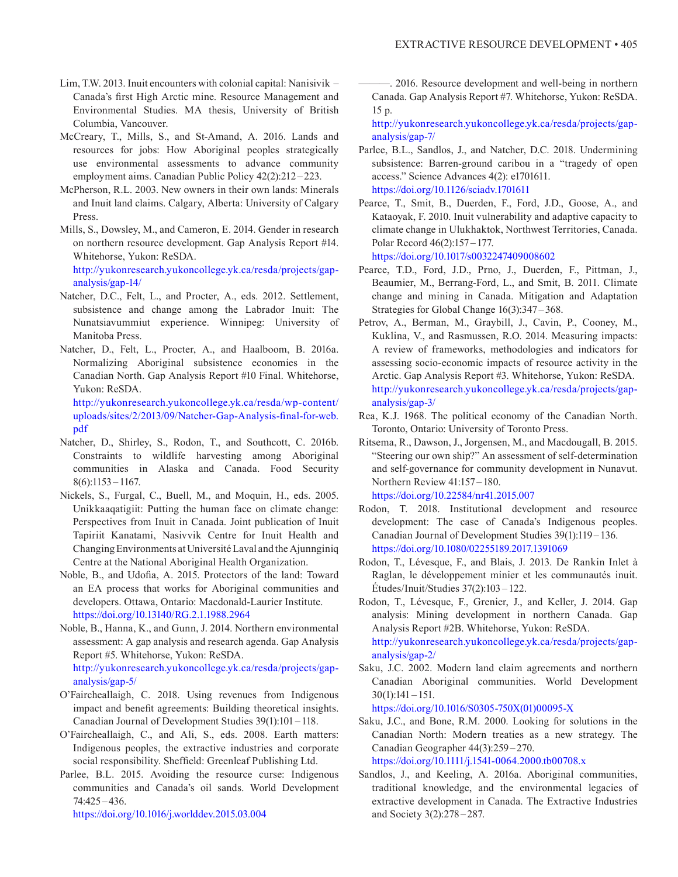Lim, T.W. 2013. Inuit encounters with colonial capital: Nanisivik – Canada's first High Arctic mine. Resource Management and Environmental Studies. MA thesis, University of British Columbia, Vancouver.

McCreary, T., Mills, S., and St-Amand, A. 2016. Lands and resources for jobs: How Aboriginal peoples strategically use environmental assessments to advance community employment aims. Canadian Public Policy 42(2):212 – 223.

McPherson, R.L. 2003. New owners in their own lands: Minerals and Inuit land claims. Calgary, Alberta: University of Calgary Press.

Mills, S., Dowsley, M., and Cameron, E. 2014. Gender in research on northern resource development. Gap Analysis Report #14. Whitehorse, Yukon: ReSDA.
http://yukonresearch.yukoncollege.yk.ca/resda/projects/gap-analysis/gap-14/

Natcher, D.C., Felt, L., and Procter, A., eds. 2012. Settlement, subsistence and change among the Labrador Inuit: The Nunatsiavummiut experience. Winnipeg: University of Manitoba Press.

Natcher, D., Felt, L., Procter, A., and Haalboom, B. 2016a. Normalizing Aboriginal subsistence economies in the Canadian North. Gap Analysis Report #10 Final. Whitehorse, Yukon: ReSDA.
http://yukonresearch.yukoncollege.yk.ca/resda/wp-content/uploads/sites/2/2013/09/Natcher-Gap-Analysis-final-for-web.pdf

Natcher, D., Shirley, S., Rodon, T., and Southcott, C. 2016b. Constraints to wildlife harvesting among Aboriginal communities in Alaska and Canada. Food Security 8(6):1153 – 1167.

Nickels, S., Furgal, C., Buell, M., and Moquin, H., eds. 2005. Unikkaaqatigiit: Putting the human face on climate change: Perspectives from Inuit in Canada. Joint publication of Inuit Tapiriit Kanatami, Nasivvik Centre for Inuit Health and Changing Environments at Université Laval and the Ajunnginiq Centre at the National Aboriginal Health Organization.

Noble, B., and Udofia, A. 2015. Protectors of the land: Toward an EA process that works for Aboriginal communities and developers. Ottawa, Ontario: Macdonald-Laurier Institute.
https://doi.org/10.13140/RG.2.1.1988.2964

Noble, B., Hanna, K., and Gunn, J. 2014. Northern environmental assessment: A gap analysis and research agenda. Gap Analysis Report #5. Whitehorse, Yukon: ReSDA.
http://yukonresearch.yukoncollege.yk.ca/resda/projects/gap-analysis/gap-5/

O'Faircheallaigh, C. 2018. Using revenues from Indigenous impact and benefit agreements: Building theoretical insights. Canadian Journal of Development Studies 39(1):101 – 118.

O'Faircheallaigh, C., and Ali, S., eds. 2008. Earth matters: Indigenous peoples, the extractive industries and corporate social responsibility. Sheffield: Greenleaf Publishing Ltd.

Parlee, B.L. 2015. Avoiding the resource curse: Indigenous communities and Canada's oil sands. World Development 74:425 – 436.
https://doi.org/10.1016/j.worlddev.2015.03.004

———. 2016. Resource development and well-being in northern Canada. Gap Analysis Report #7. Whitehorse, Yukon: ReSDA. 15 p.
http://yukonresearch.yukoncollege.yk.ca/resda/projects/gap-analysis/gap-7/

Parlee, B.L., Sandlos, J., and Natcher, D.C. 2018. Undermining subsistence: Barren-ground caribou in a "tragedy of open access." Science Advances 4(2): e1701611.
https://doi.org/10.1126/sciadv.1701611

Pearce, T., Smit, B., Duerden, F., Ford, J.D., Goose, A., and Kataoyak, F. 2010. Inuit vulnerability and adaptive capacity to climate change in Ulukhaktok, Northwest Territories, Canada. Polar Record 46(2):157 – 177.
https://doi.org/10.1017/s0032247409008602

Pearce, T.D., Ford, J.D., Prno, J., Duerden, F., Pittman, J., Beaumier, M., Berrang-Ford, L., and Smit, B. 2011. Climate change and mining in Canada. Mitigation and Adaptation Strategies for Global Change 16(3):347 – 368.

Petrov, A., Berman, M., Graybill, J., Cavin, P., Cooney, M., Kuklina, V., and Rasmussen, R.O. 2014. Measuring impacts: A review of frameworks, methodologies and indicators for assessing socio-economic impacts of resource activity in the Arctic. Gap Analysis Report #3. Whitehorse, Yukon: ReSDA.
http://yukonresearch.yukoncollege.yk.ca/resda/projects/gap-analysis/gap-3/

Rea, K.J. 1968. The political economy of the Canadian North. Toronto, Ontario: University of Toronto Press.

Ritsema, R., Dawson, J., Jorgensen, M., and Macdougall, B. 2015. "Steering our own ship?" An assessment of self-determination and self-governance for community development in Nunavut. Northern Review 41:157 – 180.
https://doi.org/10.22584/nr41.2015.007

Rodon, T. 2018. Institutional development and resource development: The case of Canada's Indigenous peoples. Canadian Journal of Development Studies 39(1):119 – 136.
https://doi.org/10.1080/02255189.2017.1391069

Rodon, T., Lévesque, F., and Blais, J. 2013. De Rankin Inlet à Raglan, le développement minier et les communautés inuit. Études/Inuit/Studies 37(2):103 – 122.

Rodon, T., Lévesque, F., Grenier, J., and Keller, J. 2014. Gap analysis: Mining development in northern Canada. Gap Analysis Report #2B. Whitehorse, Yukon: ReSDA.
http://yukonresearch.yukoncollege.yk.ca/resda/projects/gap-analysis/gap-2/

Saku, J.C. 2002. Modern land claim agreements and northern Canadian Aboriginal communities. World Development 30(1):141 – 151.
https://doi.org/10.1016/S0305-750X(01)00095-X

Saku, J.C., and Bone, R.M. 2000. Looking for solutions in the Canadian North: Modern treaties as a new strategy. The Canadian Geographer 44(3):259 – 270.
https://doi.org/10.1111/j.1541-0064.2000.tb00708.x

Sandlos, J., and Keeling, A. 2016a. Aboriginal communities, traditional knowledge, and the environmental legacies of extractive development in Canada. The Extractive Industries and Society 3(2):278 – 287.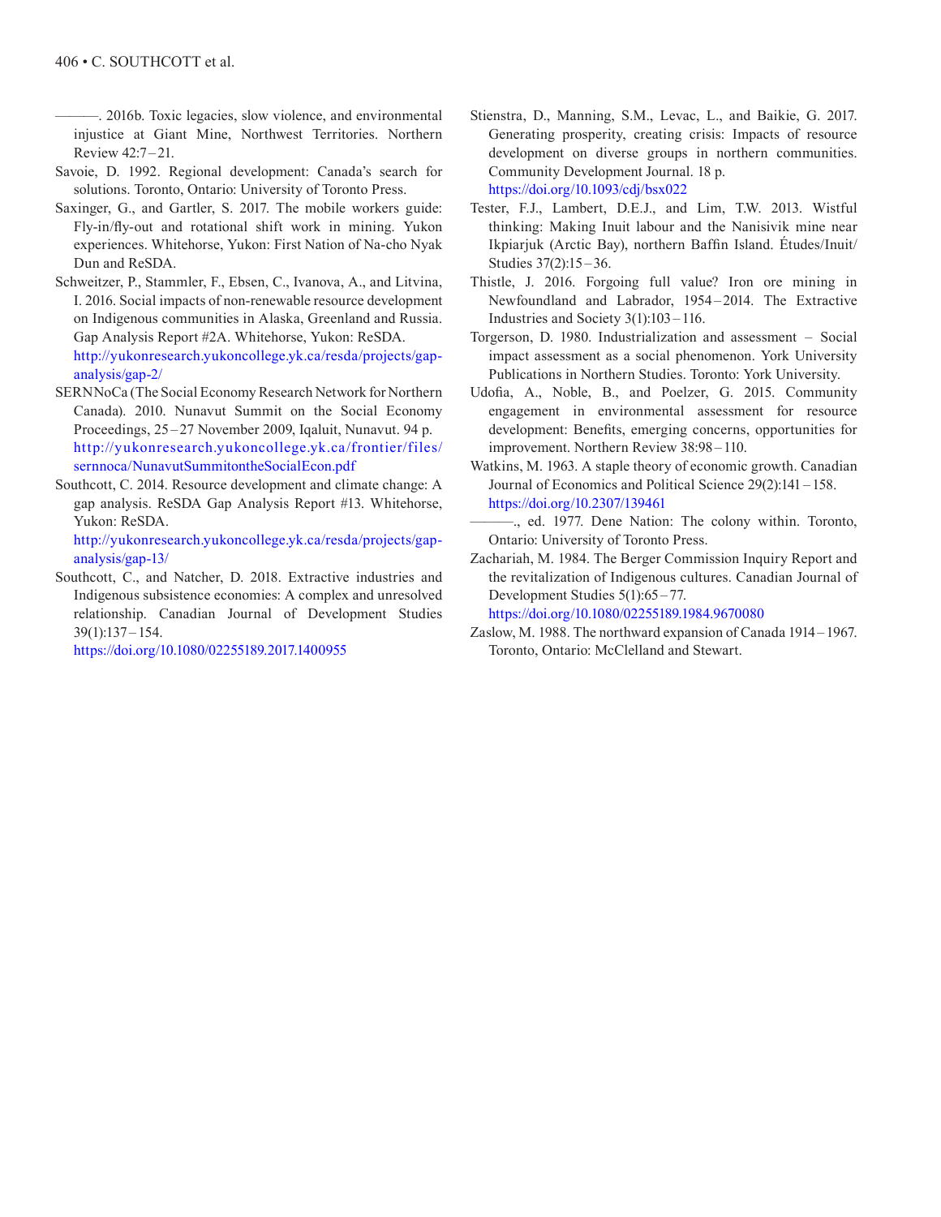———. 2016b. Toxic legacies, slow violence, and environmental injustice at Giant Mine, Northwest Territories. Northern Review 42:7 – 21.

Savoie, D. 1992. Regional development: Canada's search for solutions. Toronto, Ontario: University of Toronto Press.

Saxinger, G., and Gartler, S. 2017. The mobile workers guide: Fly-in/fly-out and rotational shift work in mining. Yukon experiences. Whitehorse, Yukon: First Nation of Na-cho Nyak Dun and ReSDA.

Schweitzer, P., Stammler, F., Ebsen, C., Ivanova, A., and Litvina, I. 2016. Social impacts of non-renewable resource development on Indigenous communities in Alaska, Greenland and Russia. Gap Analysis Report #2A. Whitehorse, Yukon: ReSDA. http://yukonresearch.yukoncollege.yk.ca/resda/projects/gap-analysis/gap-2/

SERNNoCa (The Social Economy Research Network for Northern Canada). 2010. Nunavut Summit on the Social Economy Proceedings, 25 – 27 November 2009, Iqaluit, Nunavut. 94 p. http://yukonresearch.yukoncollege.yk.ca/frontier/files/sernnoca/NunavutSummitontheSocialEcon.pdf

Southcott, C. 2014. Resource development and climate change: A gap analysis. ReSDA Gap Analysis Report #13. Whitehorse, Yukon: ReSDA. http://yukonresearch.yukoncollege.yk.ca/resda/projects/gap-analysis/gap-13/

Southcott, C., and Natcher, D. 2018. Extractive industries and Indigenous subsistence economies: A complex and unresolved relationship. Canadian Journal of Development Studies 39(1):137 – 154. https://doi.org/10.1080/02255189.2017.1400955

Stienstra, D., Manning, S.M., Levac, L., and Baikie, G. 2017. Generating prosperity, creating crisis: Impacts of resource development on diverse groups in northern communities. Community Development Journal. 18 p. https://doi.org/10.1093/cdj/bsx022

Tester, F.J., Lambert, D.E.J., and Lim, T.W. 2013. Wistful thinking: Making Inuit labour and the Nanisivik mine near Ikpiarjuk (Arctic Bay), northern Baffin Island. Études/Inuit/Studies 37(2):15 – 36.

Thistle, J. 2016. Forgoing full value? Iron ore mining in Newfoundland and Labrador, 1954 – 2014. The Extractive Industries and Society 3(1):103 – 116.

Torgerson, D. 1980. Industrialization and assessment – Social impact assessment as a social phenomenon. York University Publications in Northern Studies. Toronto: York University.

Udofia, A., Noble, B., and Poelzer, G. 2015. Community engagement in environmental assessment for resource development: Benefits, emerging concerns, opportunities for improvement. Northern Review 38:98 – 110.

Watkins, M. 1963. A staple theory of economic growth. Canadian Journal of Economics and Political Science 29(2):141 – 158. https://doi.org/10.2307/139461

———., ed. 1977. Dene Nation: The colony within. Toronto, Ontario: University of Toronto Press.

Zachariah, M. 1984. The Berger Commission Inquiry Report and the revitalization of Indigenous cultures. Canadian Journal of Development Studies 5(1):65 – 77. https://doi.org/10.1080/02255189.1984.9670080

Zaslow, M. 1988. The northward expansion of Canada 1914 – 1967. Toronto, Ontario: McClelland and Stewart.